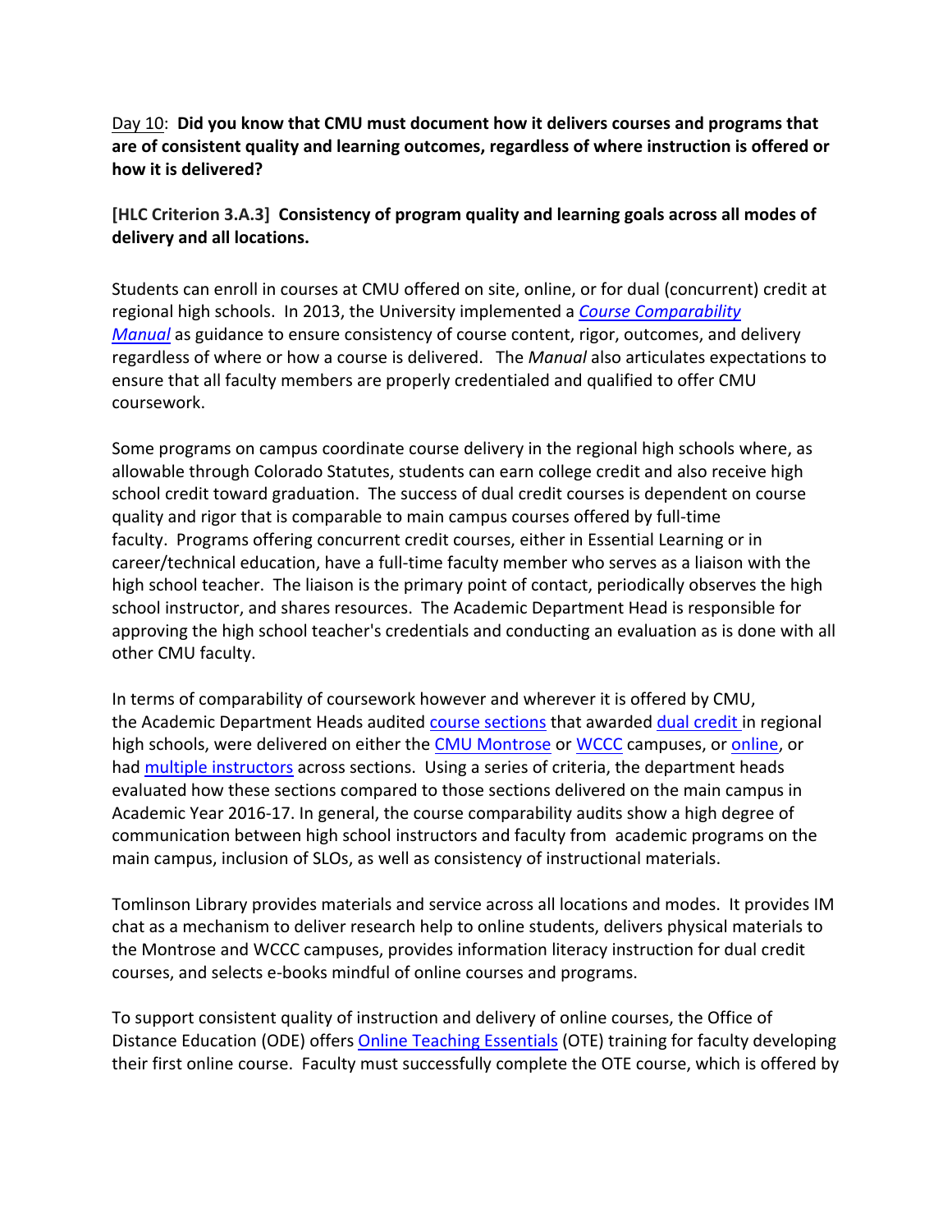<u>Day 10</u>: **Did you know that CMU must document how it delivers courses and programs that are of consistent quality and learning outcomes, regardless of where instruction is offered or how it is delivered?**

**[HLC Criterion 3.A.3] Consistency of program quality and learning goals across all modes of delivery and all locations.**

Students can enroll in courses at CMU offered on site, online, or for dual (concurrent) credit at regional high schools. In 2013, the University implemented a *Course Comparability Manual* as guidance to ensure consistency of course content, rigor, outcomes, and delivery regardless of where or how a course is delivered. The *Manual* also articulates expectations to ensure that all faculty members are properly credentialed and qualified to offer CMU coursework.

Some programs on campus coordinate course delivery in the regional high schools where, as allowable through Colorado Statutes, students can earn college credit and also receive high school credit toward graduation. The success of dual credit courses is dependent on course quality and rigor that is comparable to main campus courses offered by full-time faculty. Programs offering concurrent credit courses, either in Essential Learning or in career/technical education, have a full-time faculty member who serves as a liaison with the high school teacher. The liaison is the primary point of contact, periodically observes the high school instructor, and shares resources. The Academic Department Head is responsible for approving the high school teacher's credentials and conducting an evaluation as is done with all other CMU faculty.

In terms of comparability of coursework however and wherever it is offered by CMU, the Academic Department Heads audited course sections that awarded dual credit in regional high schools, were delivered on either the CMU Montrose or WCCC campuses, or online, or had multiple instructors across sections. Using a series of criteria, the department heads evaluated how these sections compared to those sections delivered on the main campus in Academic Year 2016-17. In general, the course comparability audits show a high degree of communication between high school instructors and faculty from academic programs on the main campus, inclusion of SLOs, as well as consistency of instructional materials.

Tomlinson Library provides materials and service across all locations and modes. It provides IM chat as a mechanism to deliver research help to online students, delivers physical materials to the Montrose and WCCC campuses, provides information literacy instruction for dual credit courses, and selects e-books mindful of online courses and programs.

To support consistent quality of instruction and delivery of online courses, the Office of Distance Education (ODE) offers Online Teaching Essentials (OTE) training for faculty developing their first online course. Faculty must successfully complete the OTE course, which is offered by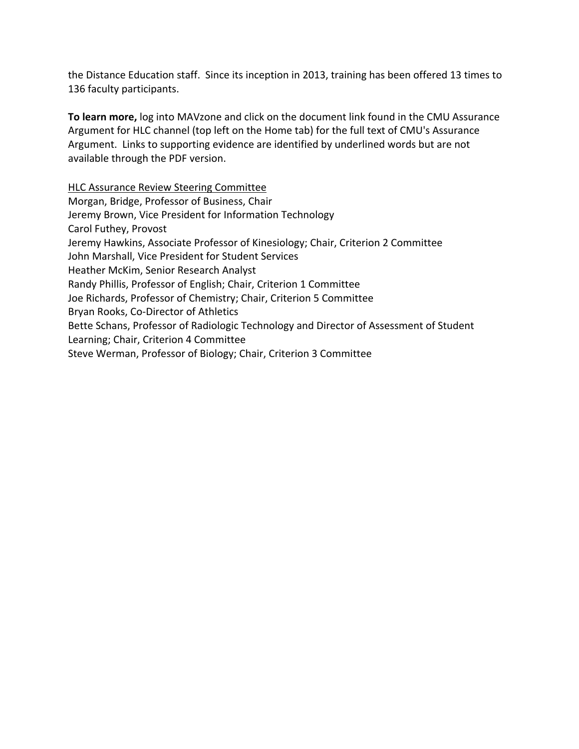the Distance Education staff. Since its inception in 2013, training has been offered 13 times to 136 faculty participants.

**To learn more,** log into MAVzone and click on the document link found in the CMU Assurance Argument for HLC channel (top left on the Home tab) for the full text of CMU's Assurance Argument. Links to supporting evidence are identified by underlined words but are not available through the PDF version.

HLC Assurance Review Steering Committee

Morgan, Bridge, Professor of Business, Chair
Jeremy Brown, Vice President for Information Technology
Carol Futhey, Provost
Jeremy Hawkins, Associate Professor of Kinesiology; Chair, Criterion 2 Committee
John Marshall, Vice President for Student Services
Heather McKim, Senior Research Analyst
Randy Phillis, Professor of English; Chair, Criterion 1 Committee
Joe Richards, Professor of Chemistry; Chair, Criterion 5 Committee
Bryan Rooks, Co-Director of Athletics
Bette Schans, Professor of Radiologic Technology and Director of Assessment of Student Learning; Chair, Criterion 4 Committee
Steve Werman, Professor of Biology; Chair, Criterion 3 Committee